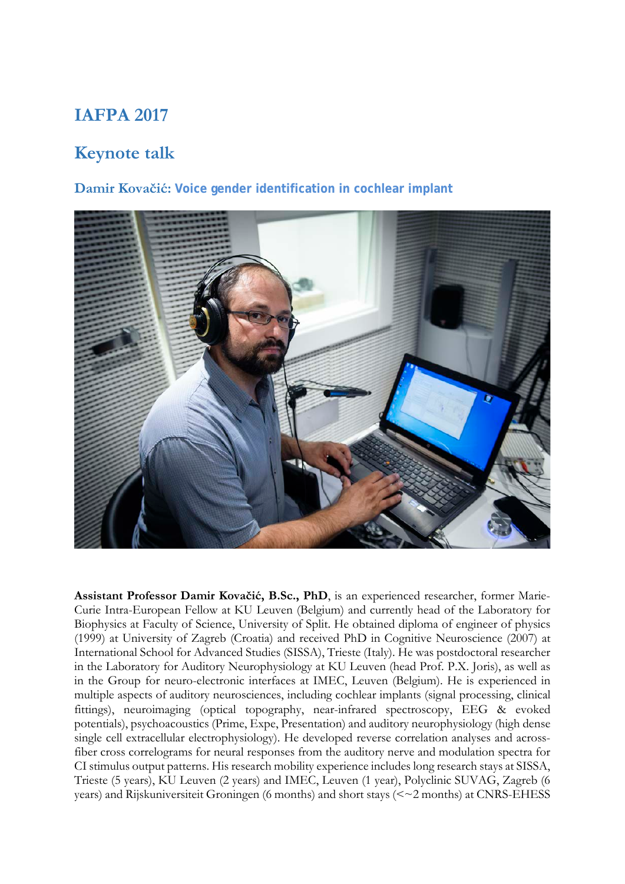# IAFPA 2017

## Keynote talk

### Damir Kovačić: Voice gender identification in cochlear implant

**Assistant Professor Damir Kovačić, B.Sc., PhD**, is an experienced researcher, former Marie-Curie Intra-European Fellow at KU Leuven (Belgium) and currently head of the Laboratory for Biophysics at Faculty of Science, University of Split. He obtained diploma of engineer of physics (1999) at University of Zagreb (Croatia) and received PhD in Cognitive Neuroscience (2007) at International School for Advanced Studies (SISSA), Trieste (Italy). He was postdoctoral researcher in the Laboratory for Auditory Neurophysiology at KU Leuven (head Prof. P.X. Joris), as well as in the Group for neuro-electronic interfaces at IMEC, Leuven (Belgium). He is experienced in multiple aspects of auditory neurosciences, including cochlear implants (signal processing, clinical fittings), neuroimaging (optical topography, near-infrared spectroscopy, EEG & evoked potentials), psychoacoustics (Prime, Expe, Presentation) and auditory neurophysiology (high dense single cell extracellular electrophysiology). He developed reverse correlation analyses and across-fiber cross correlograms for neural responses from the auditory nerve and modulation spectra for CI stimulus output patterns. His research mobility experience includes long research stays at SISSA, Trieste (5 years), KU Leuven (2 years) and IMEC, Leuven (1 year), Polyclinic SUVAG, Zagreb (6 years) and Rijskuniversiteit Groningen (6 months) and short stays (<~2 months) at CNRS-EHESS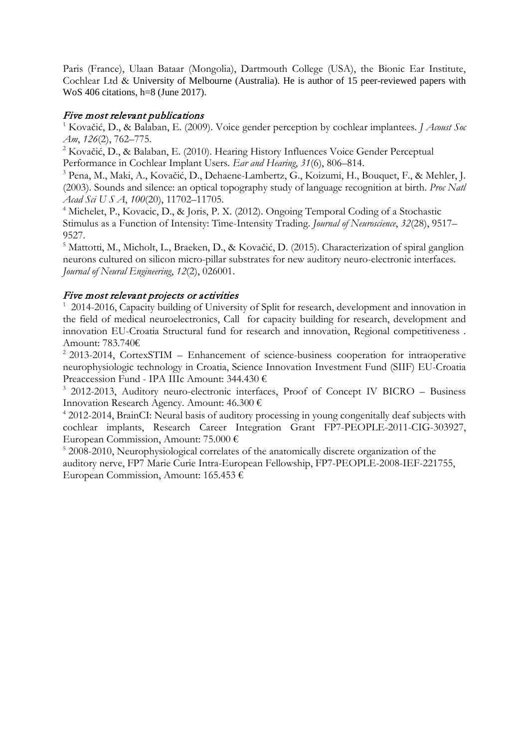Paris (France), Ulaan Bataar (Mongolia), Dartmouth College (USA), the Bionic Ear Institute, Cochlear Ltd & University of Melbourne (Australia). He is author of 15 peer-reviewed papers with WoS 406 citations, h=8 (June 2017).

### *Five most relevant publications*

[1] Kovačić, D., & Balaban, E. (2009). Voice gender perception by cochlear implantees. *J Acoust Soc Am*, *126*(2), 762–775.

[2] Kovačić, D., & Balaban, E. (2010). Hearing History Influences Voice Gender Perceptual Performance in Cochlear Implant Users. *Ear and Hearing*, *31*(6), 806–814.

[3] Pena, M., Maki, A., Kovačić, D., Dehaene-Lambertz, G., Koizumi, H., Bouquet, F., & Mehler, J. (2003). Sounds and silence: an optical topography study of language recognition at birth. *Proc Natl Acad Sci U S A*, *100*(20), 11702–11705.

[4] Michelet, P., Kovacic, D., & Joris, P. X. (2012). Ongoing Temporal Coding of a Stochastic Stimulus as a Function of Intensity: Time-Intensity Trading. *Journal of Neuroscience*, *32*(28), 9517–9527.

[5] Mattotti, M., Micholt, L., Braeken, D., & Kovačić, D. (2015). Characterization of spiral ganglion neurons cultured on silicon micro-pillar substrates for new auditory neuro-electronic interfaces. *Journal of Neural Engineering*, *12*(2), 026001.

### *Five most relevant projects or activities*

[1] 2014-2016, Capacity building of University of Split for research, development and innovation in the field of medical neuroelectronics, Call for capacity building for research, development and innovation EU-Croatia Structural fund for research and innovation, Regional competitiveness . Amount: 783.740€

[2] 2013-2014, CortexSTIM – Enhancement of science-business cooperation for intraoperative neurophysiologic technology in Croatia, Science Innovation Investment Fund (SIIF) EU-Croatia Preaccession Fund - IPA IIIc Amount: 344.430 €

[3] 2012-2013, Auditory neuro-electronic interfaces, Proof of Concept IV BICRO – Business Innovation Research Agency. Amount: 46.300 €

[4] 2012-2014, BrainCI: Neural basis of auditory processing in young congenitally deaf subjects with cochlear implants, Research Career Integration Grant FP7-PEOPLE-2011-CIG-303927, European Commission, Amount: 75.000 €

[5] 2008-2010, Neurophysiological correlates of the anatomically discrete organization of the auditory nerve, FP7 Marie Curie Intra-European Fellowship, FP7-PEOPLE-2008-IEF-221755, European Commission, Amount: 165.453 €